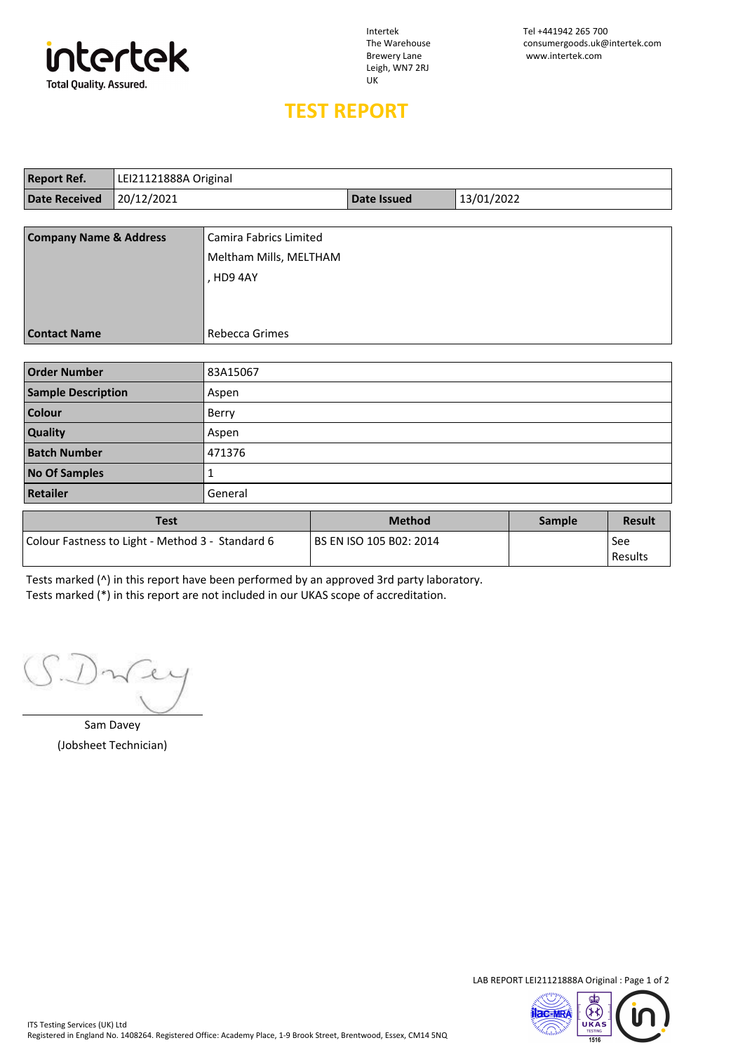intertek
Total Quality. Assured.

Intertek
The Warehouse
Brewery Lane
Leigh, WN7 2RJ
UK

Tel +441942 265 700
consumergoods.uk@intertek.com
www.intertek.com

# TEST REPORT

| Report Ref. | LEI21121888A Original | | |
|---|---|---|---|
| Date Received | 20/12/2021 | Date Issued | 13/01/2022 |

| Company Name & Address | Camira Fabrics Limited<br>Meltham Mills, MELTHAM<br>, HD9 4AY |
|---|---|
| Contact Name | Rebecca Grimes |

| Order Number | 83A15067 |
|---|---|
| Sample Description | Aspen |
| Colour | Berry |
| Quality | Aspen |
| Batch Number | 471376 |
| No Of Samples | 1 |
| Retailer | General |

| Test | Method | Sample | Result |
|---|---|---|---|
| Colour Fastness to Light - Method 3 - Standard 6 | BS EN ISO 105 B02: 2014 | | See Results |

Tests marked (^) in this report have been performed by an approved 3rd party laboratory.
Tests marked (*) in this report are not included in our UKAS scope of accreditation.

Sam Davey
(Jobsheet Technician)

LAB REPORT LEI21121888A Original

ITS Testing Services (UK) Ltd
Registered in England No. 1408264. Registered Office: Academy Place, 1-9 Brook Street, Brentwood, Essex, CM14 5NQ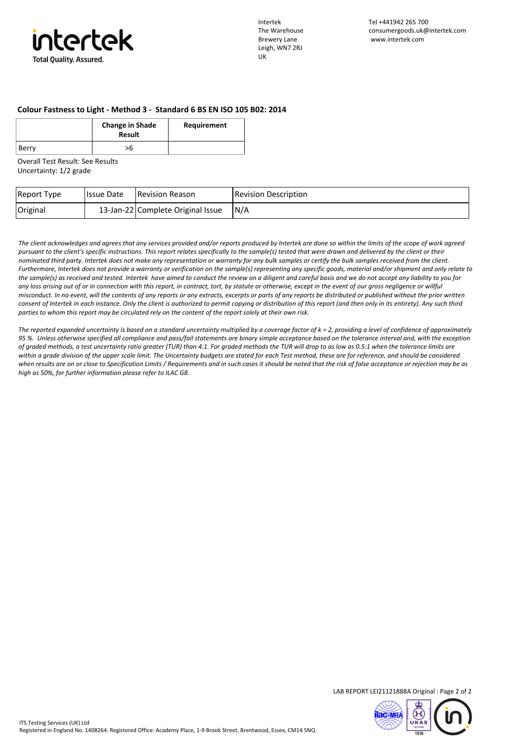**Colour Fastness to Light - Method 3 - Standard 6 BS EN ISO 105 B02: 2014**

| | Change in Shade Result | Requirement |
|---|---|---|
| Berry | >6 | |

Overall Test Result: See Results
Uncertainty: 1/2 grade

| Report Type | Issue Date | Revision Reason | Revision Description |
|---|---|---|---|
| Original | 13-Jan-22 | Complete Original Issue | N/A |

*The client acknowledges and agrees that any services provided and/or reports produced by Intertek are done so within the limits of the scope of work agreed pursuant to the client's specific instructions. This report relates specifically to the sample(s) tested that were drawn and delivered by the client or their nominated third party. Intertek does not make any representation or warranty for any bulk samples or certify the bulk samples received from the client. Furthermore, Intertek does not provide a warranty or verification on the sample(s) representing any specific goods, material and/or shipment and only relate to the sample(s) as received and tested. Intertek have aimed to conduct the review on a diligent and careful basis and we do not accept any liability to you for any loss arising out of or in connection with this report, in contract, tort, by statute or otherwise, except in the event of our gross negligence or willful misconduct. In no event, will the contents of any reports or any extracts, excerpts or parts of any reports be distributed or published without the prior written consent of Intertek in each instance. Only the client is authorized to permit copying or distribution of this report (and then only in its entirety). Any such third parties to whom this report may be circulated rely on the content of the report solely at their own risk.*

*The reported expanded uncertainty is based on a standard uncertainty multiplied by a coverage factor of k = 2, providing a level of confidence of approximately 95 %. Unless otherwise specified all compliance and pass/fail statements are binary simple acceptance based on the tolerance interval and, with the exception of graded methods, a test uncertainty ratio greater (TUR) than 4:1. For graded methods the TUR will drop to as low as 0.5:1 when the tolerance limits are within a grade division of the upper scale limit. The Uncertainty budgets are stated for each Test method, these are for reference, and should be considered when results are on or close to Specification Limits / Requirements and in such cases it should be noted that the risk of false acceptance or rejection may be as high as 50%, for further information please refer to ILAC G8.*